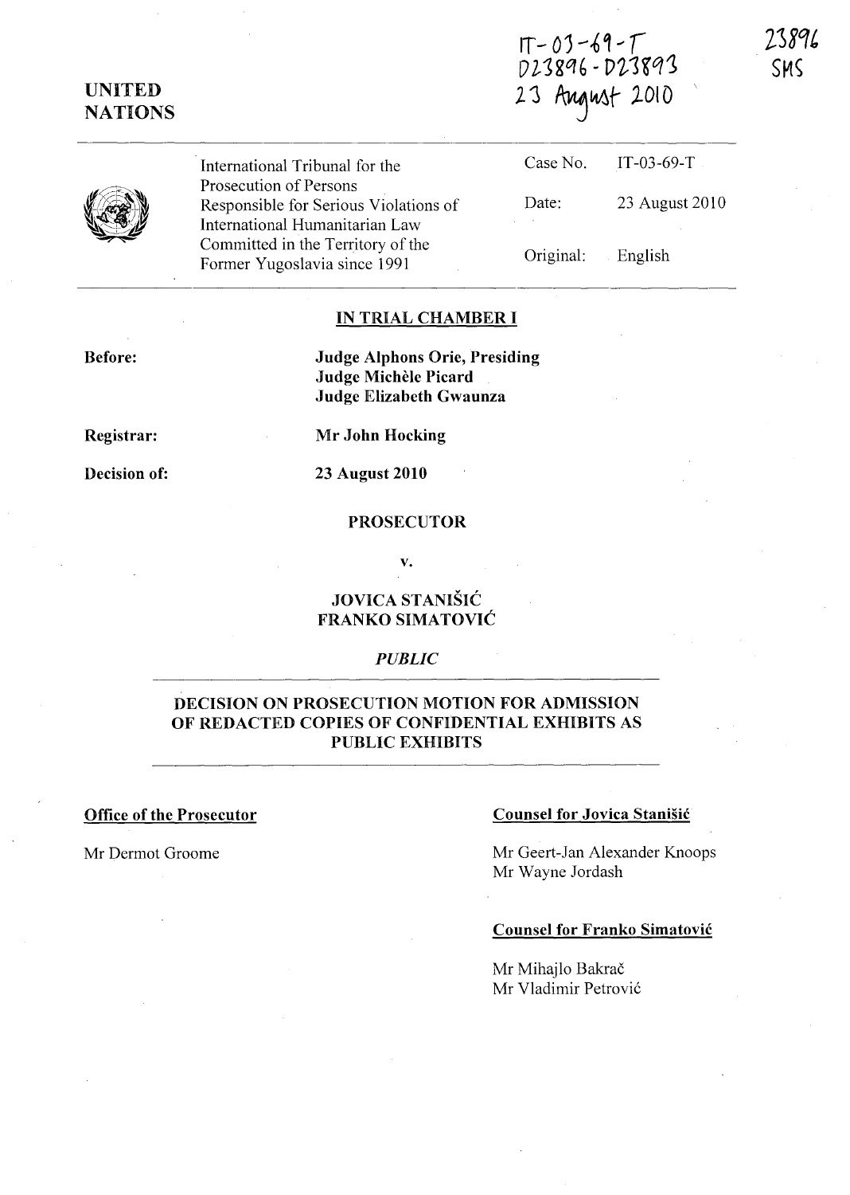IT-03-69-T
D23896 - D23893
23 August 2010

23896
SMS

UNITED NATIONS

| International Tribunal for the Prosecution of Persons Responsible for Serious Violations of International Humanitarian Law Committed in the Territory of the Former Yugoslavia since 1991 | Case No. | IT-03-69-T |
|---|---|---|
| | Date: | 23 August 2010 |
| | Original: | English |

## IN TRIAL CHAMBER I

**Before:** **Judge Alphons Orie, Presiding**
**Judge Michèle Picard**
**Judge Elizabeth Gwaunza**

**Registrar:** **Mr John Hocking**

**Decision of:** **23 August 2010**

**PROSECUTOR**

**v.**

**JOVICA STANIŠIĆ**
**FRANKO SIMATOVIĆ**

*PUBLIC*

## DECISION ON PROSECUTION MOTION FOR ADMISSION OF REDACTED COPIES OF CONFIDENTIAL EXHIBITS AS PUBLIC EXHIBITS

**Office of the Prosecutor**

Mr Dermot Groome

**Counsel for Jovica Stanišić**

Mr Geert-Jan Alexander Knoops
Mr Wayne Jordash

**Counsel for Franko Simatović**

Mr Mihajlo Bakrač
Mr Vladimir Petrović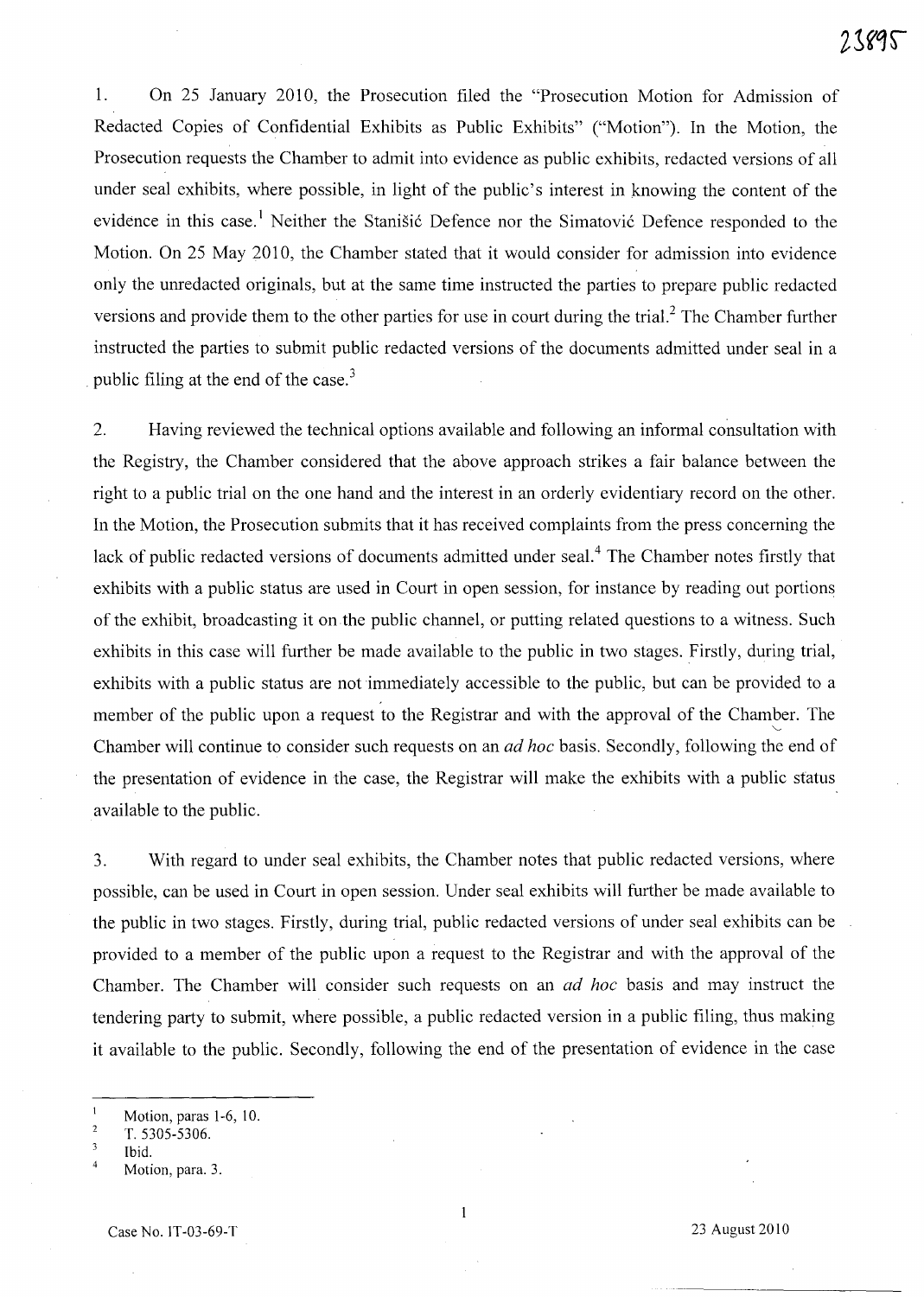1. On 25 January 2010, the Prosecution filed the "Prosecution Motion for Admission of Redacted Copies of Confidential Exhibits as Public Exhibits" ("Motion"). In the Motion, the Prosecution requests the Chamber to admit into evidence as public exhibits, redacted versions of all under seal exhibits, where possible, in light of the public's interest in knowing the content of the evidence in this case.[1] Neither the Stanišić Defence nor the Simatović Defence responded to the Motion. On 25 May 2010, the Chamber stated that it would consider for admission into evidence only the unredacted originals, but at the same time instructed the parties to prepare public redacted versions and provide them to the other parties for use in court during the trial.[2] The Chamber further instructed the parties to submit public redacted versions of the documents admitted under seal in a public filing at the end of the case.[3]

2. Having reviewed the technical options available and following an informal consultation with the Registry, the Chamber considered that the above approach strikes a fair balance between the right to a public trial on the one hand and the interest in an orderly evidentiary record on the other. In the Motion, the Prosecution submits that it has received complaints from the press concerning the lack of public redacted versions of documents admitted under seal.[4] The Chamber notes firstly that exhibits with a public status are used in Court in open session, for instance by reading out portions of the exhibit, broadcasting it on the public channel, or putting related questions to a witness. Such exhibits in this case will further be made available to the public in two stages. Firstly, during trial, exhibits with a public status are not immediately accessible to the public, but can be provided to a member of the public upon a request to the Registrar and with the approval of the Chamber. The Chamber will continue to consider such requests on an *ad hoc* basis. Secondly, following the end of the presentation of evidence in the case, the Registrar will make the exhibits with a public status available to the public.

3. With regard to under seal exhibits, the Chamber notes that public redacted versions, where possible, can be used in Court in open session. Under seal exhibits will further be made available to the public in two stages. Firstly, during trial, public redacted versions of under seal exhibits can be provided to a member of the public upon a request to the Registrar and with the approval of the Chamber. The Chamber will consider such requests on an *ad hoc* basis and may instruct the tendering party to submit, where possible, a public redacted version in a public filing, thus making it available to the public. Secondly, following the end of the presentation of evidence in the case

---

[1] Motion, paras 1-6, 10.

[2] T. 5305-5306.

[3] Ibid.

[4] Motion, para. 3.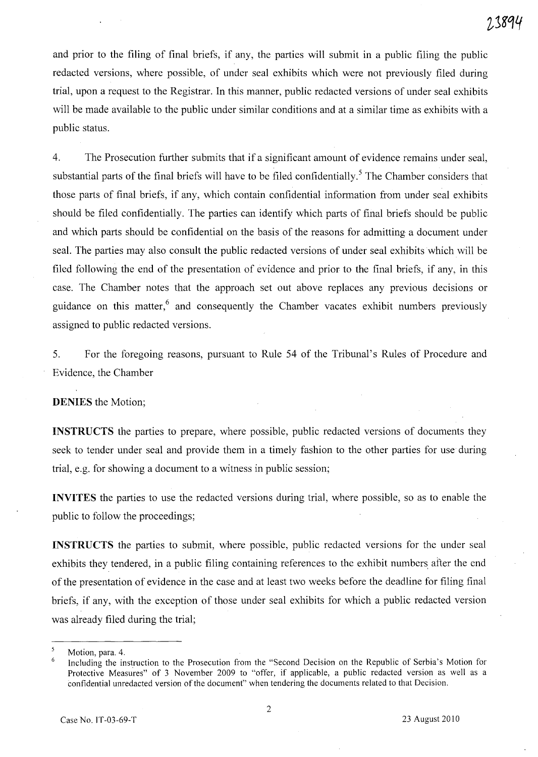and prior to the filing of final briefs, if any, the parties will submit in a public filing the public redacted versions, where possible, of under seal exhibits which were not previously filed during trial, upon a request to the Registrar. In this manner, public redacted versions of under seal exhibits will be made available to the public under similar conditions and at a similar time as exhibits with a public status.

4. The Prosecution further submits that if a significant amount of evidence remains under seal, substantial parts of the final briefs will have to be filed confidentially.[5] The Chamber considers that those parts of final briefs, if any, which contain confidential information from under seal exhibits should be filed confidentially. The parties can identify which parts of final briefs should be public and which parts should be confidential on the basis of the reasons for admitting a document under seal. The parties may also consult the public redacted versions of under seal exhibits which will be filed following the end of the presentation of evidence and prior to the final briefs, if any, in this case. The Chamber notes that the approach set out above replaces any previous decisions or guidance on this matter,[6] and consequently the Chamber vacates exhibit numbers previously assigned to public redacted versions.

5. For the foregoing reasons, pursuant to Rule 54 of the Tribunal's Rules of Procedure and Evidence, the Chamber

**DENIES** the Motion;

**INSTRUCTS** the parties to prepare, where possible, public redacted versions of documents they seek to tender under seal and provide them in a timely fashion to the other parties for use during trial, e.g. for showing a document to a witness in public session;

**INVITES** the parties to use the redacted versions during trial, where possible, so as to enable the public to follow the proceedings;

**INSTRUCTS** the parties to submit, where possible, public redacted versions for the under seal exhibits they tendered, in a public filing containing references to the exhibit numbers after the end of the presentation of evidence in the case and at least two weeks before the deadline for filing final briefs, if any, with the exception of those under seal exhibits for which a public redacted version was already filed during the trial;

---

[5] Motion, para. 4.

[6] Including the instruction to the Prosecution from the "Second Decision on the Republic of Serbia's Motion for Protective Measures" of 3 November 2009 to "offer, if applicable, a public redacted version as well as a confidential unredacted version of the document" when tendering the documents related to that Decision.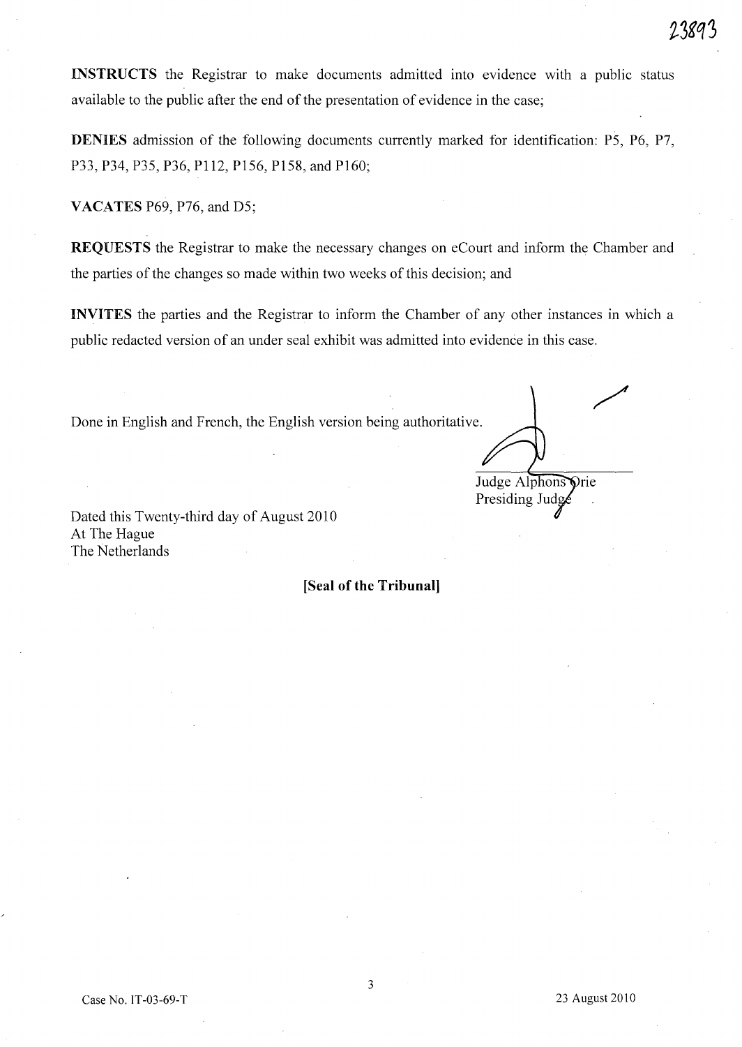**INSTRUCTS** the Registrar to make documents admitted into evidence with a public status available to the public after the end of the presentation of evidence in the case;

**DENIES** admission of the following documents currently marked for identification: P5, P6, P7, P33, P34, P35, P36, P112, P156, P158, and P160;

**VACATES** P69, P76, and D5;

**REQUESTS** the Registrar to make the necessary changes on eCourt and inform the Chamber and the parties of the changes so made within two weeks of this decision; and

**INVITES** the parties and the Registrar to inform the Chamber of any other instances in which a public redacted version of an under seal exhibit was admitted into evidence in this case.

Done in English and French, the English version being authoritative.

Judge Alphons Orie
Presiding Judge

Dated this Twenty-third day of August 2010
At The Hague
The Netherlands

**[Seal of the Tribunal]**